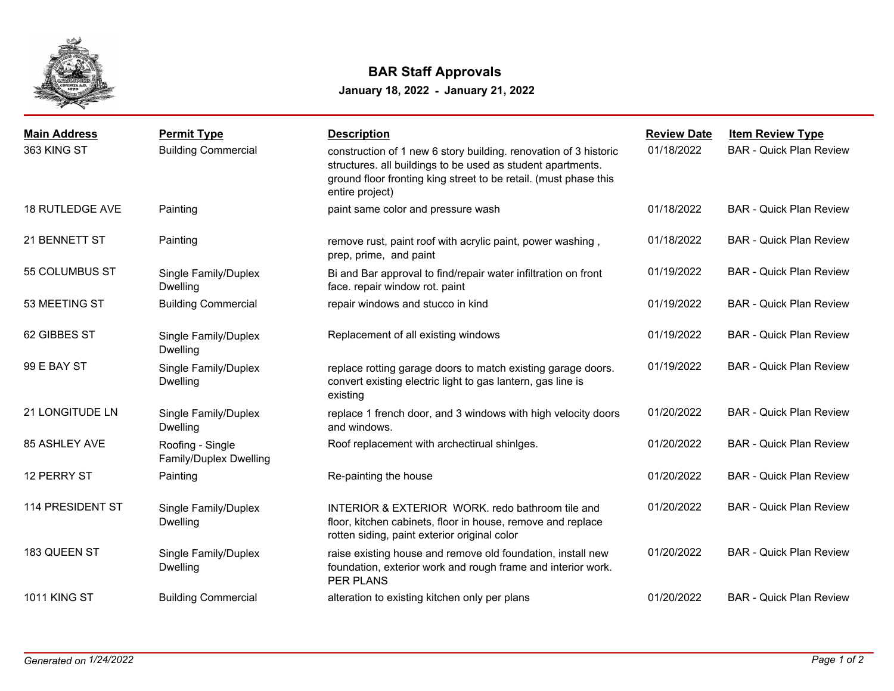# BAR Staff Approvals

**January 18, 2022 - January 21, 2022**

| Main Address | Permit Type | Description | Review Date | Item Review Type |
|---|---|---|---|---|
| 363 KING ST | Building Commercial | construction of 1 new 6 story building. renovation of 3 historic structures. all buildings to be used as student apartments. ground floor fronting king street to be retail. (must phase this entire project) | 01/18/2022 | BAR - Quick Plan Review |
| 18 RUTLEDGE AVE | Painting | paint same color and pressure wash | 01/18/2022 | BAR - Quick Plan Review |
| 21 BENNETT ST | Painting | remove rust, paint roof with acrylic paint, power washing , prep, prime, and paint | 01/18/2022 | BAR - Quick Plan Review |
| 55 COLUMBUS ST | Single Family/Duplex Dwelling | Bi and Bar approval to find/repair water infiltration on front face. repair window rot. paint | 01/19/2022 | BAR - Quick Plan Review |
| 53 MEETING ST | Building Commercial | repair windows and stucco in kind | 01/19/2022 | BAR - Quick Plan Review |
| 62 GIBBES ST | Single Family/Duplex Dwelling | Replacement of all existing windows | 01/19/2022 | BAR - Quick Plan Review |
| 99 E BAY ST | Single Family/Duplex Dwelling | replace rotting garage doors to match existing garage doors. convert existing electric light to gas lantern, gas line is existing | 01/19/2022 | BAR - Quick Plan Review |
| 21 LONGITUDE LN | Single Family/Duplex Dwelling | replace 1 french door, and 3 windows with high velocity doors and windows. | 01/20/2022 | BAR - Quick Plan Review |
| 85 ASHLEY AVE | Roofing - Single Family/Duplex Dwelling | Roof replacement with archectirual shinlges. | 01/20/2022 | BAR - Quick Plan Review |
| 12 PERRY ST | Painting | Re-painting the house | 01/20/2022 | BAR - Quick Plan Review |
| 114 PRESIDENT ST | Single Family/Duplex Dwelling | INTERIOR & EXTERIOR WORK. redo bathroom tile and floor, kitchen cabinets, floor in house, remove and replace rotten siding, paint exterior original color | 01/20/2022 | BAR - Quick Plan Review |
| 183 QUEEN ST | Single Family/Duplex Dwelling | raise existing house and remove old foundation, install new foundation, exterior work and rough frame and interior work. PER PLANS | 01/20/2022 | BAR - Quick Plan Review |
| 1011 KING ST | Building Commercial | alteration to existing kitchen only per plans | 01/20/2022 | BAR - Quick Plan Review |

*Generated on 1/24/2022*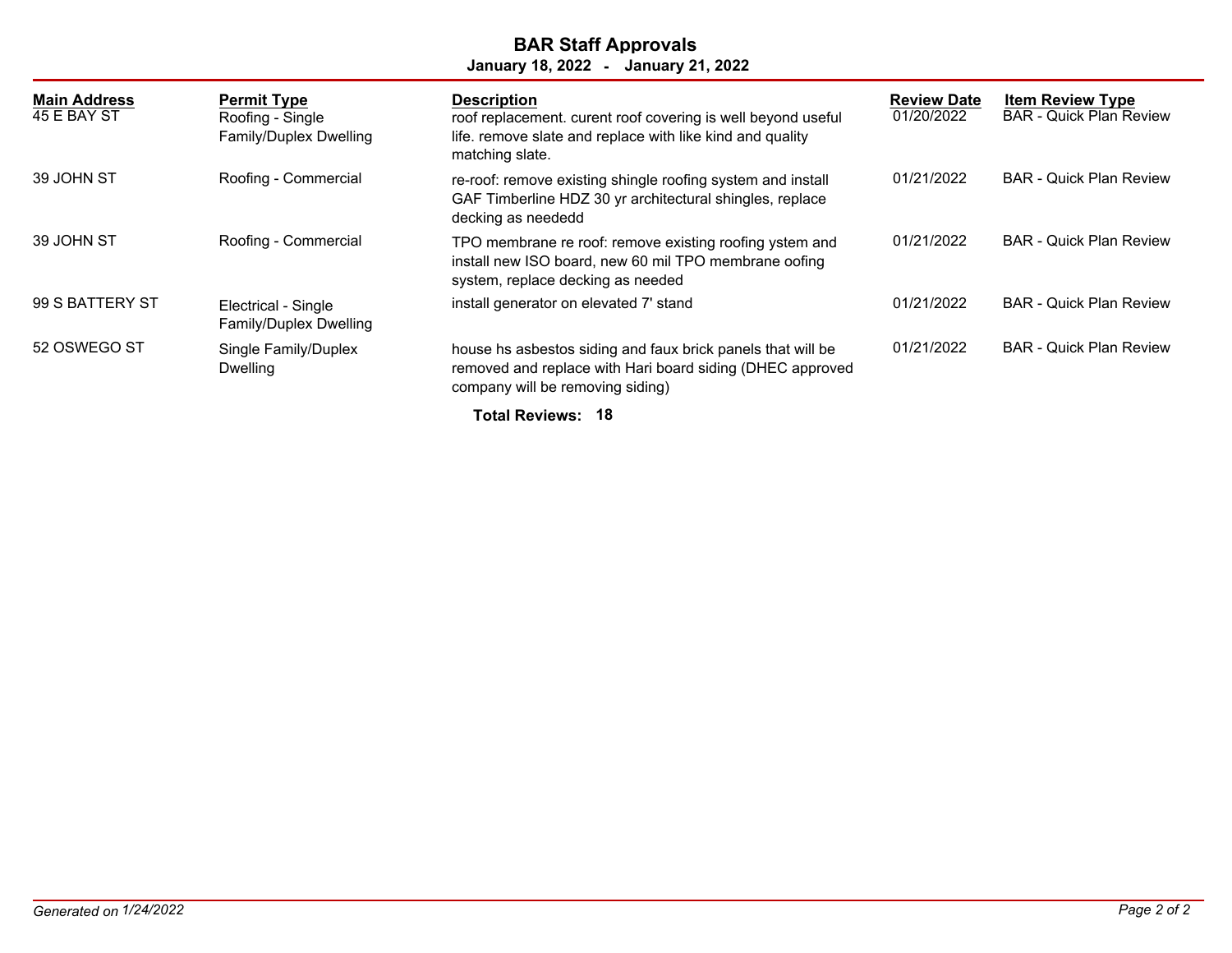# BAR Staff Approvals

**January 18, 2022 - January 21, 2022**

| Main Address | Permit Type | Description | Review Date | Item Review Type |
|---|---|---|---|---|
| 45 E BAY ST | Roofing - Single Family/Duplex Dwelling | roof replacement. curent roof covering is well beyond useful life. remove slate and replace with like kind and quality matching slate. | 01/20/2022 | BAR - Quick Plan Review |
| 39 JOHN ST | Roofing - Commercial | re-roof: remove existing shingle roofing system and install GAF Timberline HDZ 30 yr architectural shingles, replace decking as neededd | 01/21/2022 | BAR - Quick Plan Review |
| 39 JOHN ST | Roofing - Commercial | TPO membrane re roof: remove existing roofing ystem and install new ISO board, new 60 mil TPO membrane oofing system, replace decking as needed | 01/21/2022 | BAR - Quick Plan Review |
| 99 S BATTERY ST | Electrical - Single Family/Duplex Dwelling | install generator on elevated 7' stand | 01/21/2022 | BAR - Quick Plan Review |
| 52 OSWEGO ST | Single Family/Duplex Dwelling | house hs asbestos siding and faux brick panels that will be removed and replace with Hari board siding (DHEC approved company will be removing siding) | 01/21/2022 | BAR - Quick Plan Review |

**Total Reviews: 18**

*Generated on 1/24/2022*